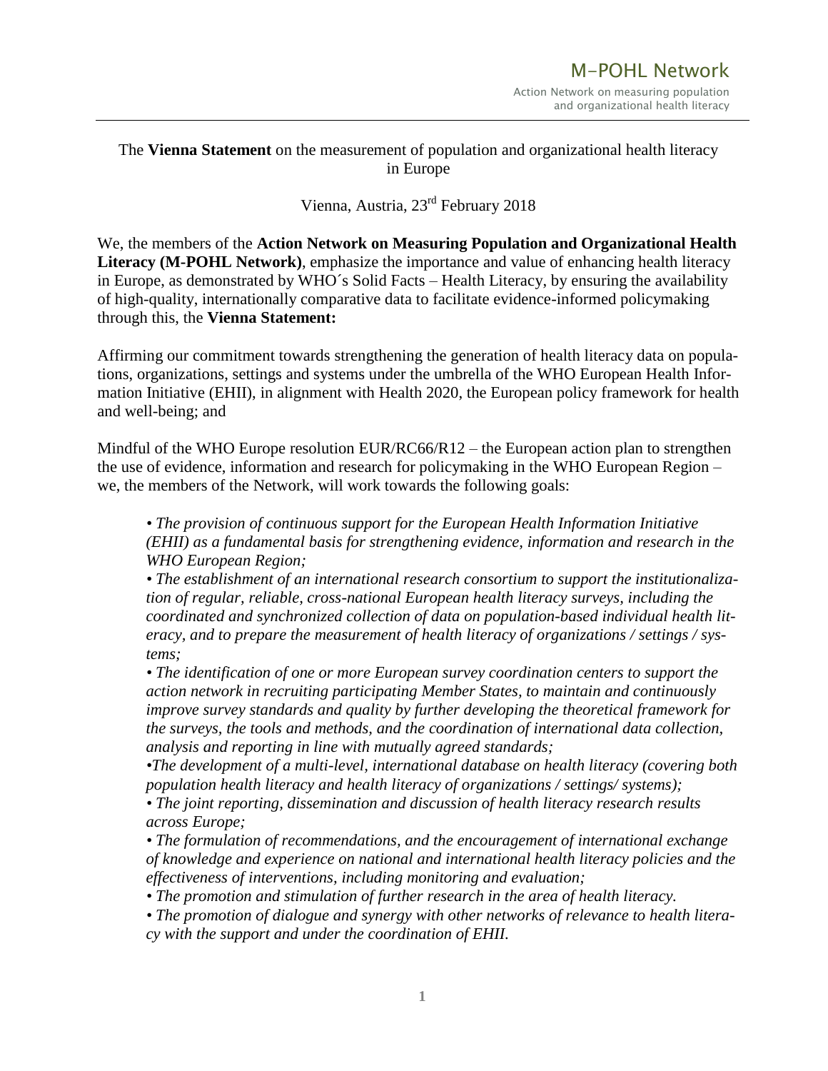The **Vienna Statement** on the measurement of population and organizational health literacy in Europe

Vienna, Austria, 23rd February 2018

We, the members of the **Action Network on Measuring Population and Organizational Health Literacy (M-POHL Network)**, emphasize the importance and value of enhancing health literacy in Europe, as demonstrated by WHO´s Solid Facts – Health Literacy, by ensuring the availability of high-quality, internationally comparative data to facilitate evidence-informed policymaking through this, the **Vienna Statement:**

Affirming our commitment towards strengthening the generation of health literacy data on populations, organizations, settings and systems under the umbrella of the WHO European Health Information Initiative (EHII), in alignment with Health 2020, the European policy framework for health and well-being; and

Mindful of the WHO Europe resolution EUR/RC66/R12 – the European action plan to strengthen the use of evidence, information and research for policymaking in the WHO European Region – we, the members of the Network, will work towards the following goals:

- *The provision of continuous support for the European Health Information Initiative (EHII) as a fundamental basis for strengthening evidence, information and research in the WHO European Region;*
- *The establishment of an international research consortium to support the institutionalization of regular, reliable, cross-national European health literacy surveys, including the coordinated and synchronized collection of data on population-based individual health literacy, and to prepare the measurement of health literacy of organizations / settings / systems;*
- *The identification of one or more European survey coordination centers to support the action network in recruiting participating Member States, to maintain and continuously improve survey standards and quality by further developing the theoretical framework for the surveys, the tools and methods, and the coordination of international data collection, analysis and reporting in line with mutually agreed standards;*
- *The development of a multi-level, international database on health literacy (covering both population health literacy and health literacy of organizations / settings/ systems);*
- *The joint reporting, dissemination and discussion of health literacy research results across Europe;*
- *The formulation of recommendations, and the encouragement of international exchange of knowledge and experience on national and international health literacy policies and the effectiveness of interventions, including monitoring and evaluation;*
- *The promotion and stimulation of further research in the area of health literacy.*
- *The promotion of dialogue and synergy with other networks of relevance to health literacy with the support and under the coordination of EHII.*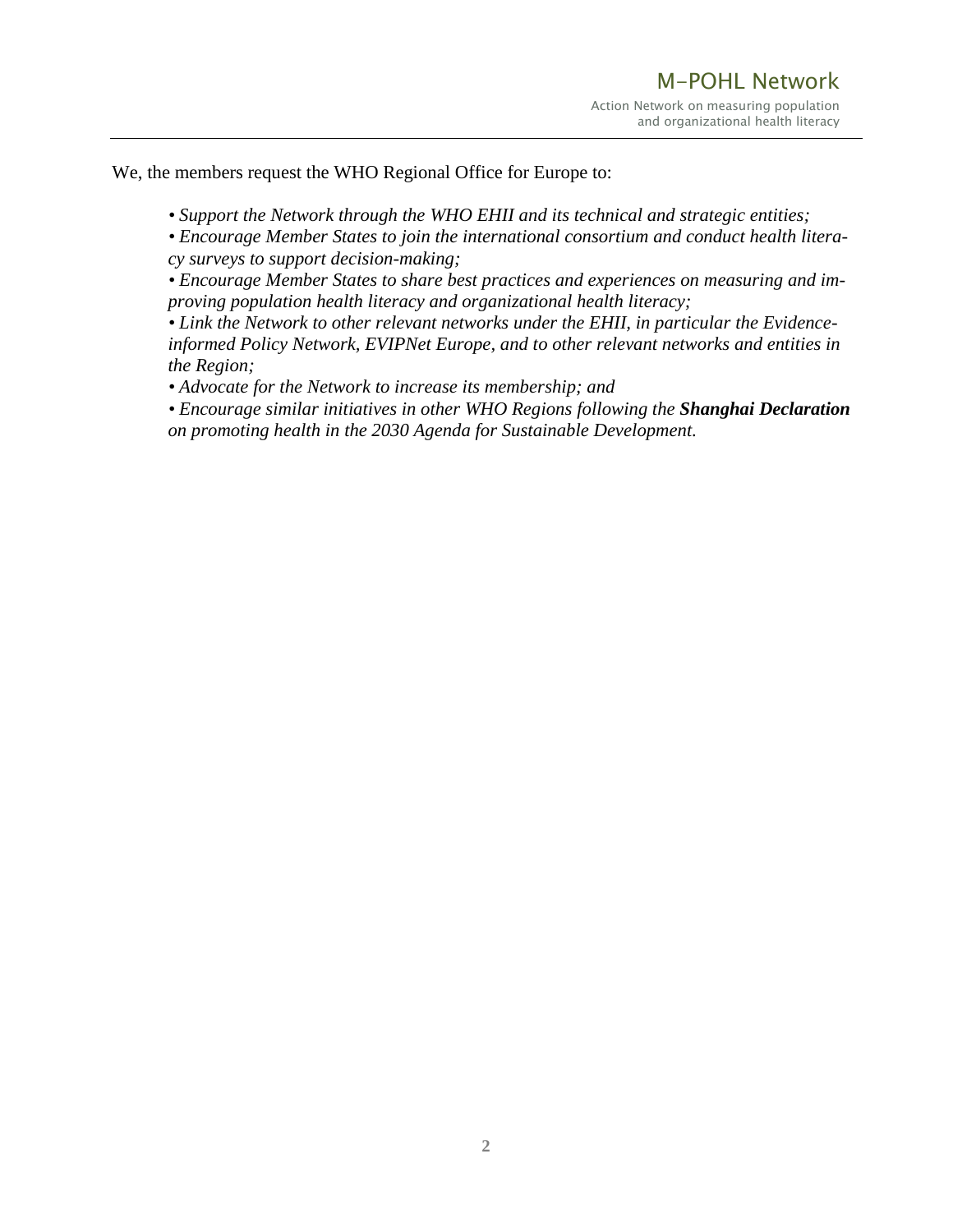We, the members request the WHO Regional Office for Europe to:

- *Support the Network through the WHO EHII and its technical and strategic entities;*
- *Encourage Member States to join the international consortium and conduct health literacy surveys to support decision-making;*
- *Encourage Member States to share best practices and experiences on measuring and improving population health literacy and organizational health literacy;*
- *Link the Network to other relevant networks under the EHII, in particular the Evidence-informed Policy Network, EVIPNet Europe, and to other relevant networks and entities in the Region;*
- *Advocate for the Network to increase its membership; and*
- *Encourage similar initiatives in other WHO Regions following the* ***Shanghai Declaration*** *on promoting health in the 2030 Agenda for Sustainable Development.*